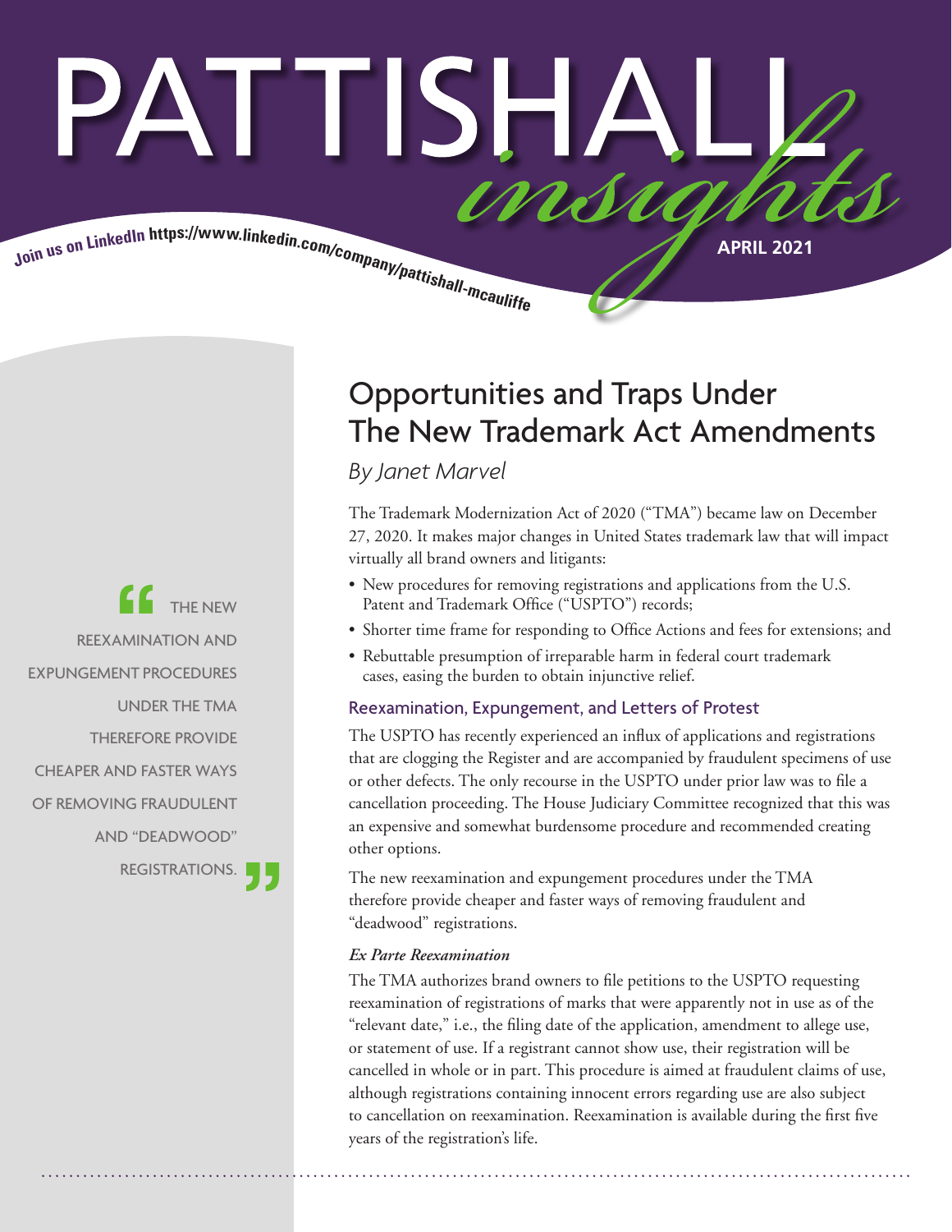# PATTISHALL *insights*

Join us on LinkedIn https://www.linkedin.com/company/pattishall-mcauliffe

APRIL 2021

## Opportunities and Traps Under The New Trademark Act Amendments

*By Janet Marvel*

The Trademark Modernization Act of 2020 ("TMA") became law on December 27, 2020. It makes major changes in United States trademark law that will impact virtually all brand owners and litigants:

- New procedures for removing registrations and applications from the U.S. Patent and Trademark Office ("USPTO") records;
- Shorter time frame for responding to Office Actions and fees for extensions; and
- Rebuttable presumption of irreparable harm in federal court trademark cases, easing the burden to obtain injunctive relief.

### Reexamination, Expungement, and Letters of Protest

The USPTO has recently experienced an influx of applications and registrations that are clogging the Register and are accompanied by fraudulent specimens of use or other defects. The only recourse in the USPTO under prior law was to file a cancellation proceeding. The House Judiciary Committee recognized that this was an expensive and somewhat burdensome procedure and recommended creating other options.

The new reexamination and expungement procedures under the TMA therefore provide cheaper and faster ways of removing fraudulent and "deadwood" registrations.

> "THE NEW REEXAMINATION AND EXPUNGEMENT PROCEDURES UNDER THE TMA THEREFORE PROVIDE CHEAPER AND FASTER WAYS OF REMOVING FRAUDULENT AND "DEADWOOD" REGISTRATIONS."

#### *Ex Parte Reexamination*

The TMA authorizes brand owners to file petitions to the USPTO requesting reexamination of registrations of marks that were apparently not in use as of the "relevant date," i.e., the filing date of the application, amendment to allege use, or statement of use. If a registrant cannot show use, their registration will be cancelled in whole or in part. This procedure is aimed at fraudulent claims of use, although registrations containing innocent errors regarding use are also subject to cancellation on reexamination. Reexamination is available during the first five years of the registration's life.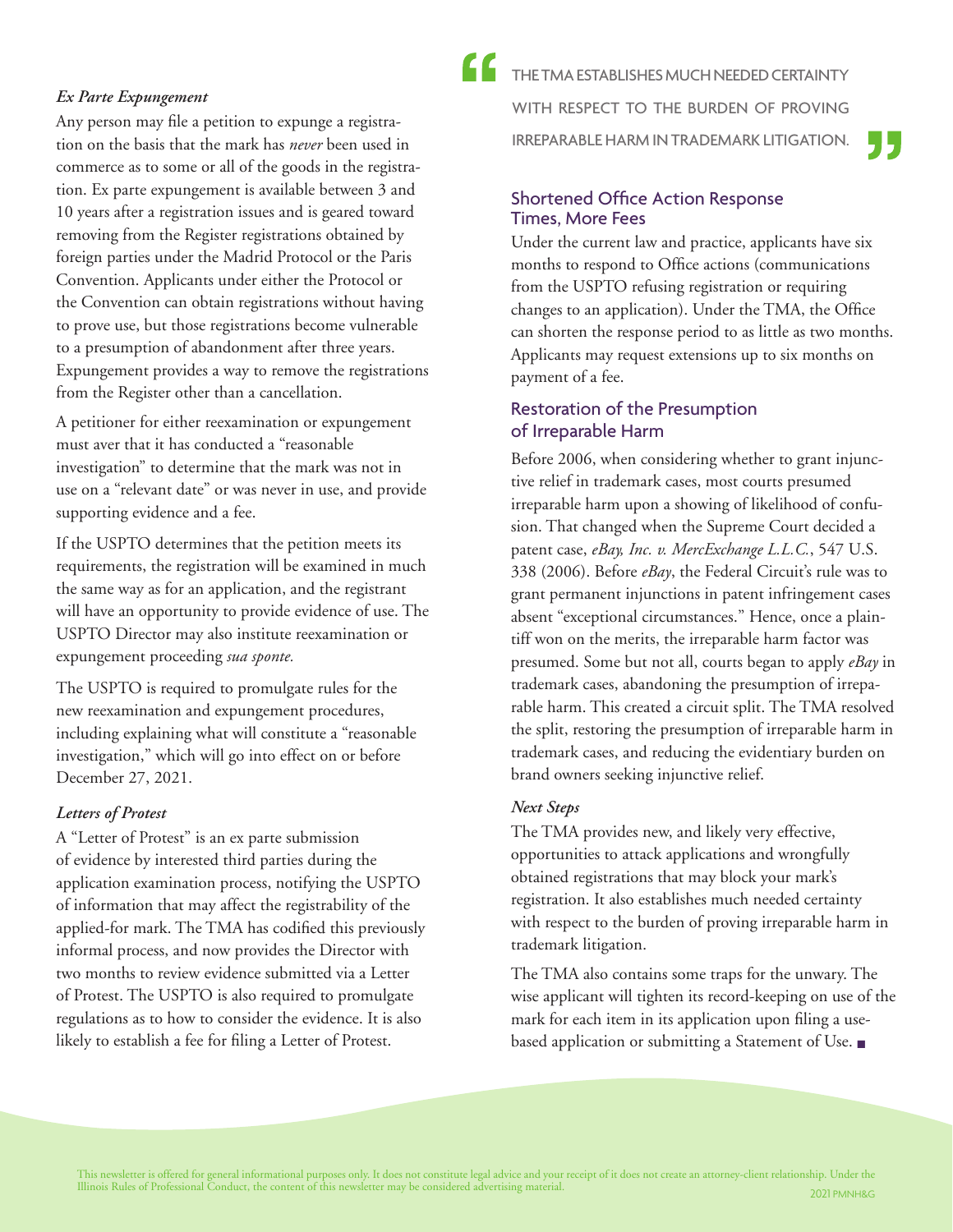### *Ex Parte Expungement*

Any person may file a petition to expunge a registration on the basis that the mark has *never* been used in commerce as to some or all of the goods in the registration. Ex parte expungement is available between 3 and 10 years after a registration issues and is geared toward removing from the Register registrations obtained by foreign parties under the Madrid Protocol or the Paris Convention. Applicants under either the Protocol or the Convention can obtain registrations without having to prove use, but those registrations become vulnerable to a presumption of abandonment after three years. Expungement provides a way to remove the registrations from the Register other than a cancellation.

A petitioner for either reexamination or expungement must aver that it has conducted a "reasonable investigation" to determine that the mark was not in use on a "relevant date" or was never in use, and provide supporting evidence and a fee.

If the USPTO determines that the petition meets its requirements, the registration will be examined in much the same way as for an application, and the registrant will have an opportunity to provide evidence of use. The USPTO Director may also institute reexamination or expungement proceeding *sua sponte.*

The USPTO is required to promulgate rules for the new reexamination and expungement procedures, including explaining what will constitute a "reasonable investigation," which will go into effect on or before December 27, 2021.

### *Letters of Protest*

A "Letter of Protest" is an ex parte submission of evidence by interested third parties during the application examination process, notifying the USPTO of information that may affect the registrability of the applied-for mark. The TMA has codified this previously informal process, and now provides the Director with two months to review evidence submitted via a Letter of Protest. The USPTO is also required to promulgate regulations as to how to consider the evidence. It is also likely to establish a fee for filing a Letter of Protest.

> "THE TMA ESTABLISHES MUCH NEEDED CERTAINTY WITH RESPECT TO THE BURDEN OF PROVING IRREPARABLE HARM IN TRADEMARK LITIGATION."

## Shortened Office Action Response Times, More Fees

Under the current law and practice, applicants have six months to respond to Office actions (communications from the USPTO refusing registration or requiring changes to an application). Under the TMA, the Office can shorten the response period to as little as two months. Applicants may request extensions up to six months on payment of a fee.

## Restoration of the Presumption of Irreparable Harm

Before 2006, when considering whether to grant injunctive relief in trademark cases, most courts presumed irreparable harm upon a showing of likelihood of confusion. That changed when the Supreme Court decided a patent case, *eBay, Inc. v. MercExchange L.L.C.*, 547 U.S. 338 (2006). Before *eBay*, the Federal Circuit's rule was to grant permanent injunctions in patent infringement cases absent "exceptional circumstances." Hence, once a plaintiff won on the merits, the irreparable harm factor was presumed. Some but not all, courts began to apply *eBay* in trademark cases, abandoning the presumption of irreparable harm. This created a circuit split. The TMA resolved the split, restoring the presumption of irreparable harm in trademark cases, and reducing the evidentiary burden on brand owners seeking injunctive relief.

### *Next Steps*

The TMA provides new, and likely very effective, opportunities to attack applications and wrongfully obtained registrations that may block your mark's registration. It also establishes much needed certainty with respect to the burden of proving irreparable harm in trademark litigation.

The TMA also contains some traps for the unwary. The wise applicant will tighten its record-keeping on use of the mark for each item in its application upon filing a use-based application or submitting a Statement of Use. ■

This newsletter is offered for general informational purposes only. It does not constitute legal advice and your receipt of it does not create an attorney-client relationship. Under the Illinois Rules of Professional Conduct, the content of this newsletter may be considered advertising material.

2021 PMNH&G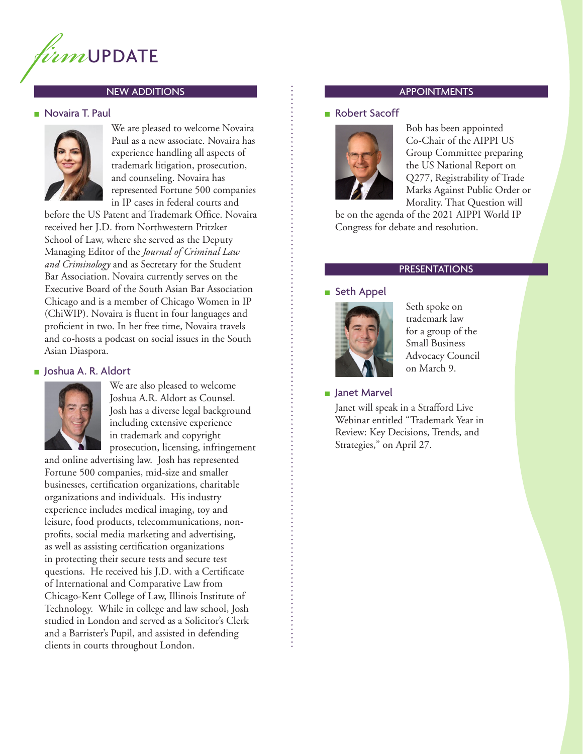# *firm*UPDATE

## NEW ADDITIONS

### Novaira T. Paul

We are pleased to welcome Novaira Paul as a new associate. Novaira has experience handling all aspects of trademark litigation, prosecution, and counseling. Novaira has represented Fortune 500 companies in IP cases in federal courts and before the US Patent and Trademark Office. Novaira received her J.D. from Northwestern Pritzker School of Law, where she served as the Deputy Managing Editor of the *Journal of Criminal Law and Criminology* and as Secretary for the Student Bar Association. Novaira currently serves on the Executive Board of the South Asian Bar Association Chicago and is a member of Chicago Women in IP (ChiWIP). Novaira is fluent in four languages and proficient in two. In her free time, Novaira travels and co-hosts a podcast on social issues in the South Asian Diaspora.

### Joshua A. R. Aldort

We are also pleased to welcome Joshua A.R. Aldort as Counsel. Josh has a diverse legal background including extensive experience in trademark and copyright prosecution, licensing, infringement and online advertising law. Josh has represented Fortune 500 companies, mid-size and smaller businesses, certification organizations, charitable organizations and individuals. His industry experience includes medical imaging, toy and leisure, food products, telecommunications, non-profits, social media marketing and advertising, as well as assisting certification organizations in protecting their secure tests and secure test questions. He received his J.D. with a Certificate of International and Comparative Law from Chicago-Kent College of Law, Illinois Institute of Technology. While in college and law school, Josh studied in London and served as a Solicitor's Clerk and a Barrister's Pupil, and assisted in defending clients in courts throughout London.

## APPOINTMENTS

### Robert Sacoff

Bob has been appointed Co-Chair of the AIPPI US Group Committee preparing the US National Report on Q277, Registrability of Trade Marks Against Public Order or Morality. That Question will be on the agenda of the 2021 AIPPI World IP Congress for debate and resolution.

## PRESENTATIONS

### Seth Appel

Seth spoke on trademark law for a group of the Small Business Advocacy Council on March 9.

### Janet Marvel

Janet will speak in a Strafford Live Webinar entitled "Trademark Year in Review: Key Decisions, Trends, and Strategies," on April 27.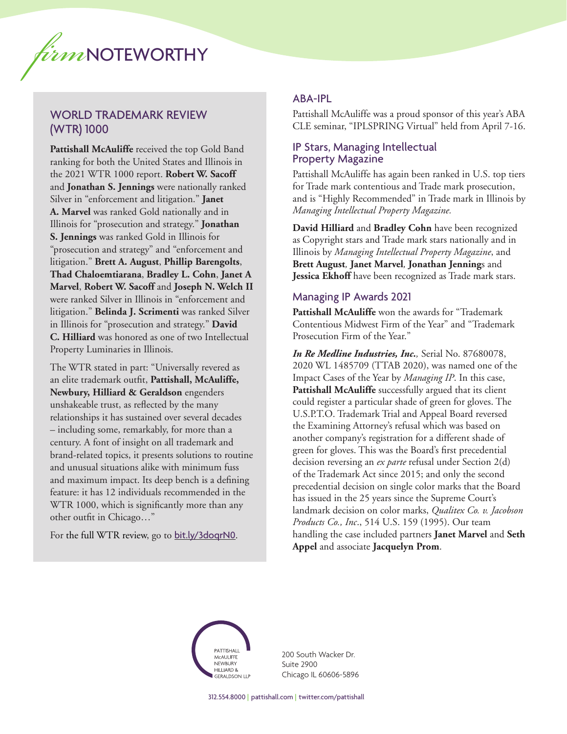# *firm*NOTEWORTHY

## WORLD TRADEMARK REVIEW (WTR) 1000

**Pattishall McAuliffe** received the top Gold Band ranking for both the United States and Illinois in the 2021 WTR 1000 report. **Robert W. Sacoff** and **Jonathan S. Jennings** were nationally ranked Silver in "enforcement and litigation." **Janet A. Marvel** was ranked Gold nationally and in Illinois for "prosecution and strategy." **Jonathan S. Jennings** was ranked Gold in Illinois for "prosecution and strategy" and "enforcement and litigation." **Brett A. August**, **Phillip Barengolts**, **Thad Chaloemtiarana**, **Bradley L. Cohn**, **Janet A Marvel**, **Robert W. Sacoff** and **Joseph N. Welch II** were ranked Silver in Illinois in "enforcement and litigation." **Belinda J. Scrimenti** was ranked Silver in Illinois for "prosecution and strategy." **David C. Hilliard** was honored as one of two Intellectual Property Luminaries in Illinois.

The WTR stated in part: "Universally revered as an elite trademark outfit, **Pattishall, McAuliffe, Newbury, Hilliard & Geraldson** engenders unshakeable trust, as reflected by the many relationships it has sustained over several decades – including some, remarkably, for more than a century. A font of insight on all trademark and brand-related topics, it presents solutions to routine and unusual situations alike with minimum fuss and maximum impact. Its deep bench is a defining feature: it has 12 individuals recommended in the WTR 1000, which is significantly more than any other outfit in Chicago…"

For the full WTR review, go to bit.ly/3doqrN0.

## ABA-IPL

Pattishall McAuliffe was a proud sponsor of this year's ABA CLE seminar, "IPLSPRING Virtual" held from April 7-16.

## IP Stars, Managing Intellectual Property Magazine

Pattishall McAuliffe has again been ranked in U.S. top tiers for Trade mark contentious and Trade mark prosecution, and is "Highly Recommended" in Trade mark in Illinois by *Managing Intellectual Property Magazine.*

**David Hilliard** and **Bradley Cohn** have been recognized as Copyright stars and Trade mark stars nationally and in Illinois by *Managing Intellectual Property Magazine*, and **Brett August**, **Janet Marvel**, **Jonathan Jennings** and **Jessica Ekhoff** have been recognized as Trade mark stars.

## Managing IP Awards 2021

**Pattishall McAuliffe** won the awards for "Trademark Contentious Midwest Firm of the Year" and "Trademark Prosecution Firm of the Year."

***In Re Medline Industries, Inc.***, Serial No. 87680078, 2020 WL 1485709 (TTAB 2020), was named one of the Impact Cases of the Year by *Managing IP*. In this case, **Pattishall McAuliffe** successfully argued that its client could register a particular shade of green for gloves. The U.S.P.T.O. Trademark Trial and Appeal Board reversed the Examining Attorney's refusal which was based on another company's registration for a different shade of green for gloves. This was the Board's first precedential decision reversing an *ex parte* refusal under Section 2(d) of the Trademark Act since 2015; and only the second precedential decision on single color marks that the Board has issued in the 25 years since the Supreme Court's landmark decision on color marks, *Qualitex Co. v. Jacobson Products Co., Inc*., 514 U.S. 159 (1995). Our team handling the case included partners **Janet Marvel** and **Seth Appel** and associate **Jacquelyn Prom**.

PATTISHALL McAULIFFE NEWBURY HILLIARD & GERALDSON LLP

200 South Wacker Dr.
Suite 2900
Chicago IL 60606-5896

312.554.8000 | pattishall.com | twitter.com/pattishall